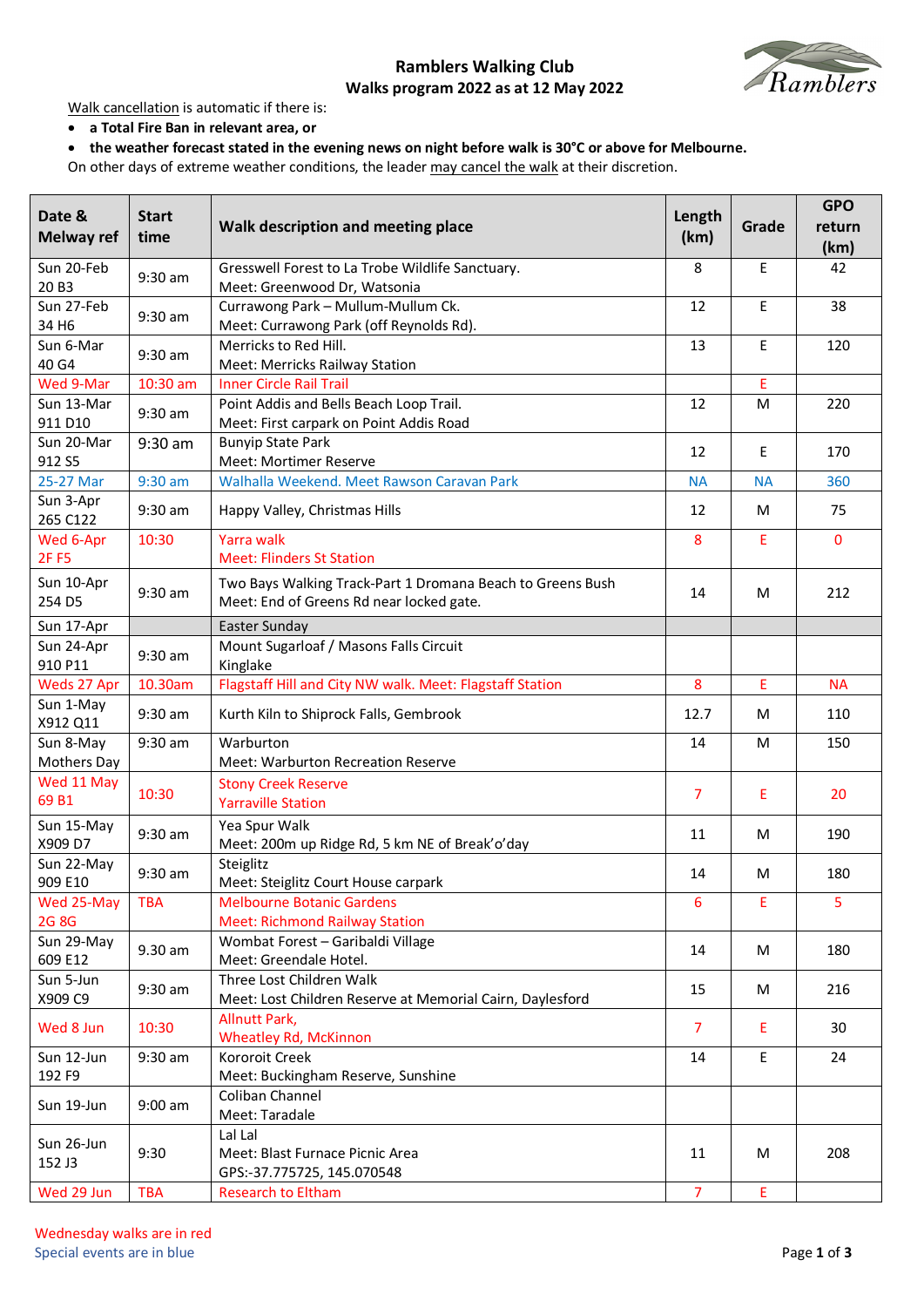# Ramblers Walking Club
## Walks program 2022 as at 12 May 2022

Walk cancellation is automatic if there is:

- **a Total Fire Ban in relevant area, or**
- **the weather forecast stated in the evening news on night before walk is 30°C or above for Melbourne.**

On other days of extreme weather conditions, the leader may cancel the walk at their discretion.

| Date & Melway ref | Start time | Walk description and meeting place | Length (km) | Grade | GPO return (km) |
|---|---|---|---|---|---|
| Sun 20-Feb 20 B3 | 9:30 am | Gresswell Forest to La Trobe Wildlife Sanctuary. Meet: Greenwood Dr, Watsonia | 8 | E | 42 |
| Sun 27-Feb 34 H6 | 9:30 am | Currawong Park – Mullum-Mullum Ck. Meet: Currawong Park (off Reynolds Rd). | 12 | E | 38 |
| Sun 6-Mar 40 G4 | 9:30 am | Merricks to Red Hill. Meet: Merricks Railway Station | 13 | E | 120 |
| Wed 9-Mar | 10:30 am | Inner Circle Rail Trail | | E | |
| Sun 13-Mar 911 D10 | 9:30 am | Point Addis and Bells Beach Loop Trail. Meet: First carpark on Point Addis Road | 12 | M | 220 |
| Sun 20-Mar 912 S5 | 9:30 am | Bunyip State Park Meet: Mortimer Reserve | 12 | E | 170 |
| 25-27 Mar | 9:30 am | Walhalla Weekend. Meet Rawson Caravan Park | NA | NA | 360 |
| Sun 3-Apr 265 C122 | 9:30 am | Happy Valley, Christmas Hills | 12 | M | 75 |
| Wed 6-Apr 2F F5 | 10:30 | Yarra walk Meet: Flinders St Station | 8 | E | 0 |
| Sun 10-Apr 254 D5 | 9:30 am | Two Bays Walking Track-Part 1 Dromana Beach to Greens Bush Meet: End of Greens Rd near locked gate. | 14 | M | 212 |
| Sun 17-Apr | | Easter Sunday | | | |
| Sun 24-Apr 910 P11 | 9:30 am | Mount Sugarloaf / Masons Falls Circuit Kinglake | | | |
| Weds 27 Apr | 10.30am | Flagstaff Hill and City NW walk. Meet: Flagstaff Station | 8 | E | NA |
| Sun 1-May X912 Q11 | 9:30 am | Kurth Kiln to Shiprock Falls, Gembrook | 12.7 | M | 110 |
| Sun 8-May Mothers Day | 9:30 am | Warburton Meet: Warburton Recreation Reserve | 14 | M | 150 |
| Wed 11 May 69 B1 | 10:30 | Stony Creek Reserve Yarraville Station | 7 | E | 20 |
| Sun 15-May X909 D7 | 9:30 am | Yea Spur Walk Meet: 200m up Ridge Rd, 5 km NE of Break'o'day | 11 | M | 190 |
| Sun 22-May 909 E10 | 9:30 am | Steiglitz Meet: Steiglitz Court House carpark | 14 | M | 180 |
| Wed 25-May 2G 8G | TBA | Melbourne Botanic Gardens Meet: Richmond Railway Station | 6 | E | 5 |
| Sun 29-May 609 E12 | 9.30 am | Wombat Forest – Garibaldi Village Meet: Greendale Hotel. | 14 | M | 180 |
| Sun 5-Jun X909 C9 | 9:30 am | Three Lost Children Walk Meet: Lost Children Reserve at Memorial Cairn, Daylesford | 15 | M | 216 |
| Wed 8 Jun | 10:30 | Allnutt Park, Wheatley Rd, McKinnon | 7 | E | 30 |
| Sun 12-Jun 192 F9 | 9:30 am | Kororoit Creek Meet: Buckingham Reserve, Sunshine | 14 | E | 24 |
| Sun 19-Jun | 9:00 am | Coliban Channel Meet: Taradale | | | |
| Sun 26-Jun 152 J3 | 9:30 | Lal Lal Meet: Blast Furnace Picnic Area GPS:-37.775725, 145.070548 | 11 | M | 208 |
| Wed 29 Jun | TBA | Research to Eltham | 7 | E | |

Wednesday walks are in red
Special events are in blue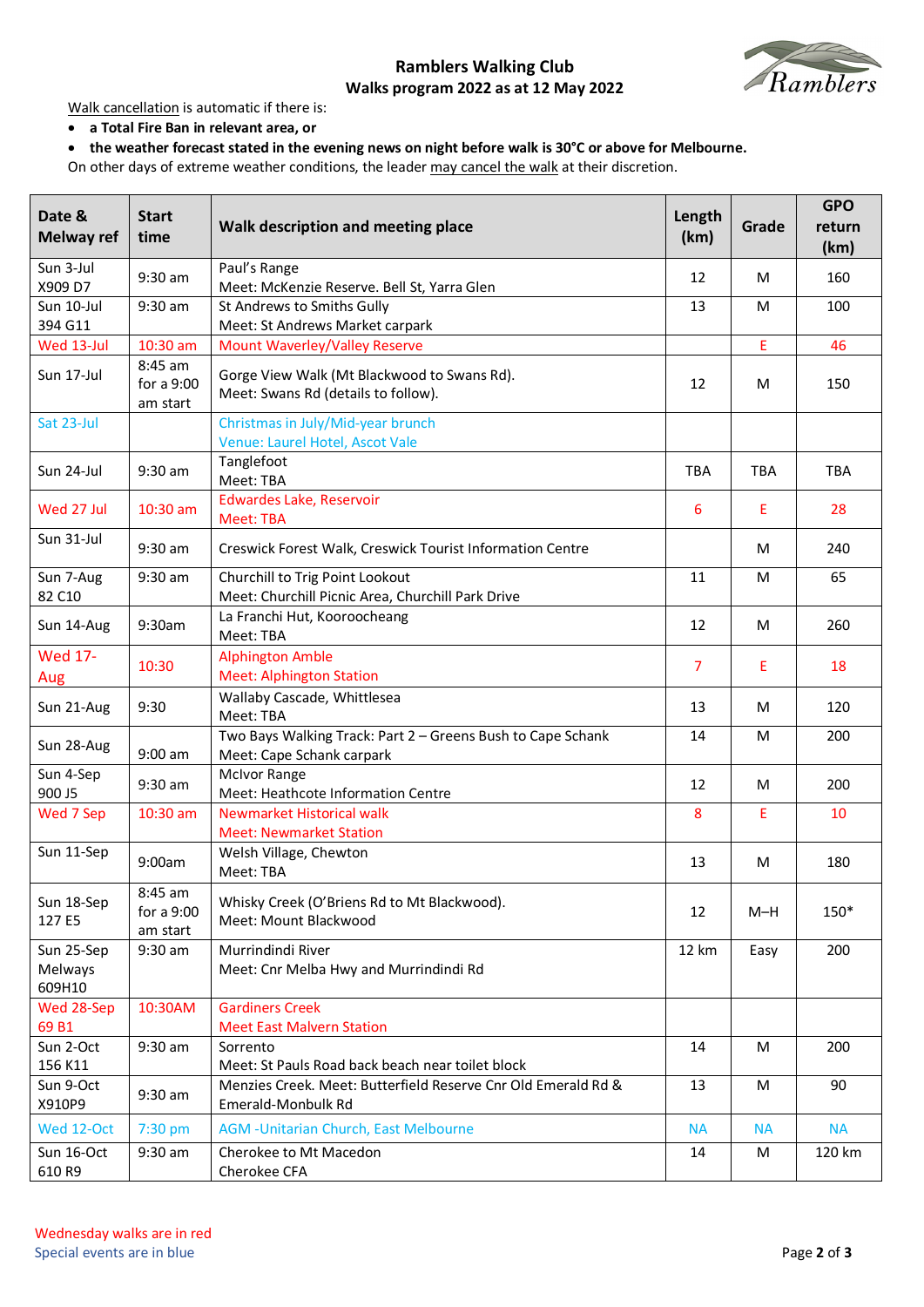# Ramblers Walking Club

## Walks program 2022 as at 12 May 2022

Walk cancellation is automatic if there is:

- **a Total Fire Ban in relevant area, or**
- **the weather forecast stated in the evening news on night before walk is 30°C or above for Melbourne.**

On other days of extreme weather conditions, the leader may cancel the walk at their discretion.

| Date & Melway ref | Start time | Walk description and meeting place | Length (km) | Grade | GPO return (km) |
|---|---|---|---|---|---|
| Sun 3-Jul X909 D7 | 9:30 am | Paul's Range<br>Meet: McKenzie Reserve. Bell St, Yarra Glen | 12 | M | 160 |
| Sun 10-Jul 394 G11 | 9:30 am | St Andrews to Smiths Gully<br>Meet: St Andrews Market carpark | 13 | M | 100 |
| Wed 13-Jul | 10:30 am | Mount Waverley/Valley Reserve | | E | 46 |
| Sun 17-Jul | 8:45 am for a 9:00 am start | Gorge View Walk (Mt Blackwood to Swans Rd).<br>Meet: Swans Rd (details to follow). | 12 | M | 150 |
| Sat 23-Jul | | Christmas in July/Mid-year brunch<br>Venue: Laurel Hotel, Ascot Vale | | | |
| Sun 24-Jul | 9:30 am | Tanglefoot<br>Meet: TBA | TBA | TBA | TBA |
| Wed 27 Jul | 10:30 am | Edwardes Lake, Reservoir<br>Meet: TBA | 6 | E | 28 |
| Sun 31-Jul | 9:30 am | Creswick Forest Walk, Creswick Tourist Information Centre | | M | 240 |
| Sun 7-Aug 82 C10 | 9:30 am | Churchill to Trig Point Lookout<br>Meet: Churchill Picnic Area, Churchill Park Drive | 11 | M | 65 |
| Sun 14-Aug | 9:30am | La Franchi Hut, Kooroocheang<br>Meet: TBA | 12 | M | 260 |
| Wed 17-Aug | 10:30 | Alphington Amble<br>Meet: Alphington Station | 7 | E | 18 |
| Sun 21-Aug | 9:30 | Wallaby Cascade, Whittlesea<br>Meet: TBA | 13 | M | 120 |
| Sun 28-Aug | 9:00 am | Two Bays Walking Track: Part 2 – Greens Bush to Cape Schank<br>Meet: Cape Schank carpark | 14 | M | 200 |
| Sun 4-Sep 900 J5 | 9:30 am | McIvor Range<br>Meet: Heathcote Information Centre | 12 | M | 200 |
| Wed 7 Sep | 10:30 am | Newmarket Historical walk<br>Meet: Newmarket Station | 8 | E | 10 |
| Sun 11-Sep | 9:00am | Welsh Village, Chewton<br>Meet: TBA | 13 | M | 180 |
| Sun 18-Sep 127 E5 | 8:45 am for a 9:00 am start | Whisky Creek (O'Briens Rd to Mt Blackwood).<br>Meet: Mount Blackwood | 12 | M–H | 150* |
| Sun 25-Sep Melways 609H10 | 9:30 am | Murrindindi River<br>Meet: Cnr Melba Hwy and Murrindindi Rd | 12 km | Easy | 200 |
| Wed 28-Sep 69 B1 | 10:30AM | Gardiners Creek<br>Meet East Malvern Station | | | |
| Sun 2-Oct 156 K11 | 9:30 am | Sorrento<br>Meet: St Pauls Road back beach near toilet block | 14 | M | 200 |
| Sun 9-Oct X910P9 | 9:30 am | Menzies Creek. Meet: Butterfield Reserve Cnr Old Emerald Rd & Emerald-Monbulk Rd | 13 | M | 90 |
| Wed 12-Oct | 7:30 pm | AGM -Unitarian Church, East Melbourne | NA | NA | NA |
| Sun 16-Oct 610 R9 | 9:30 am | Cherokee to Mt Macedon<br>Cherokee CFA | 14 | M | 120 km |

Wednesday walks are in red
Special events are in blue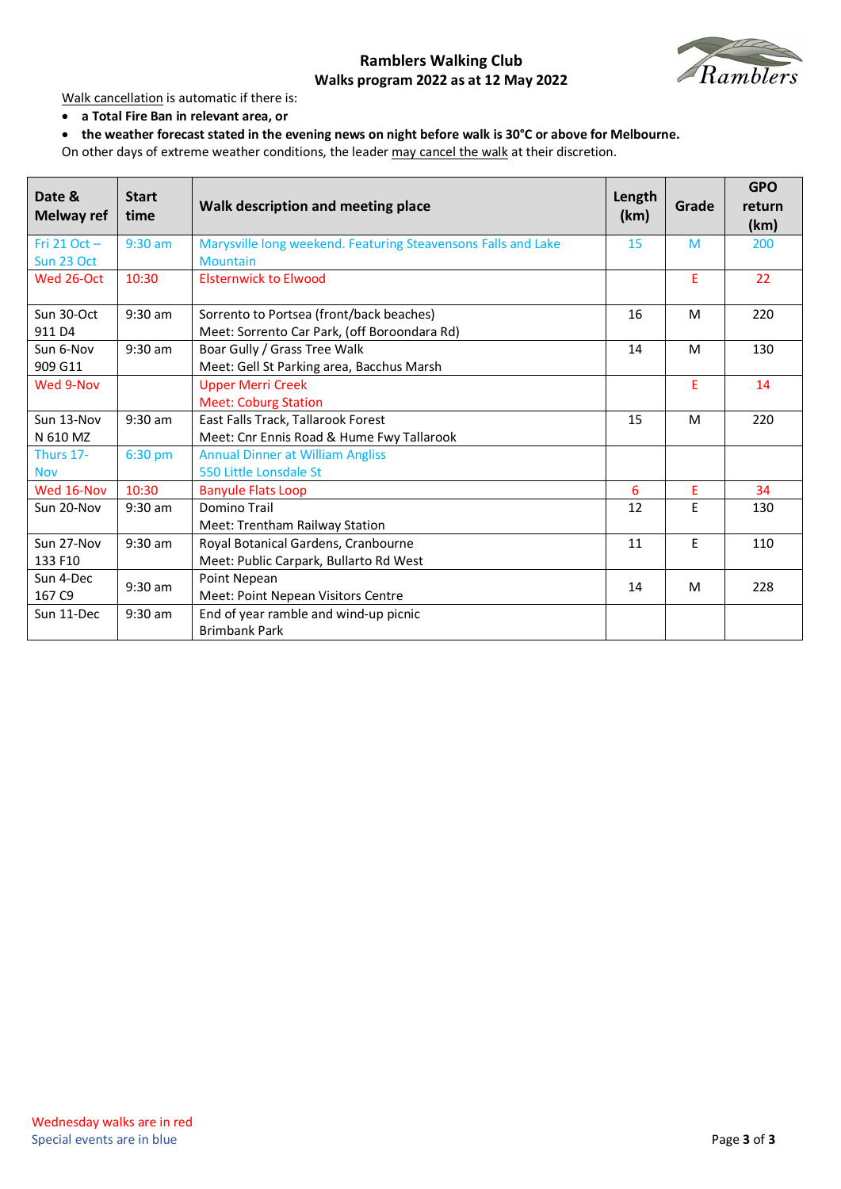# Ramblers Walking Club
## Walks program 2022 as at 12 May 2022

Walk cancellation is automatic if there is:

- **a Total Fire Ban in relevant area, or**
- **the weather forecast stated in the evening news on night before walk is 30°C or above for Melbourne.**

On other days of extreme weather conditions, the leader may cancel the walk at their discretion.

| Date & Melway ref | Start time | Walk description and meeting place | Length (km) | Grade | GPO return (km) |
|---|---|---|---|---|---|
| Fri 21 Oct – Sun 23 Oct | 9:30 am | Marysville long weekend. Featuring Steavensons Falls and Lake Mountain | 15 | M | 200 |
| Wed 26-Oct | 10:30 | Elsternwick to Elwood | | E | 22 |
| Sun 30-Oct 911 D4 | 9:30 am | Sorrento to Portsea (front/back beaches)<br>Meet: Sorrento Car Park, (off Boroondara Rd) | 16 | M | 220 |
| Sun 6-Nov 909 G11 | 9:30 am | Boar Gully / Grass Tree Walk<br>Meet: Gell St Parking area, Bacchus Marsh | 14 | M | 130 |
| Wed 9-Nov | | Upper Merri Creek<br>Meet: Coburg Station | | E | 14 |
| Sun 13-Nov N 610 MZ | 9:30 am | East Falls Track, Tallarook Forest<br>Meet: Cnr Ennis Road & Hume Fwy Tallarook | 15 | M | 220 |
| Thurs 17-Nov | 6:30 pm | Annual Dinner at William Angliss<br>550 Little Lonsdale St | | | |
| Wed 16-Nov | 10:30 | Banyule Flats Loop | 6 | E | 34 |
| Sun 20-Nov | 9:30 am | Domino Trail<br>Meet: Trentham Railway Station | 12 | E | 130 |
| Sun 27-Nov 133 F10 | 9:30 am | Royal Botanical Gardens, Cranbourne<br>Meet: Public Carpark, Bullarto Rd West | 11 | E | 110 |
| Sun 4-Dec 167 C9 | 9:30 am | Point Nepean<br>Meet: Point Nepean Visitors Centre | 14 | M | 228 |
| Sun 11-Dec | 9:30 am | End of year ramble and wind-up picnic<br>Brimbank Park | | | |

Wednesday walks are in red
Special events are in blue